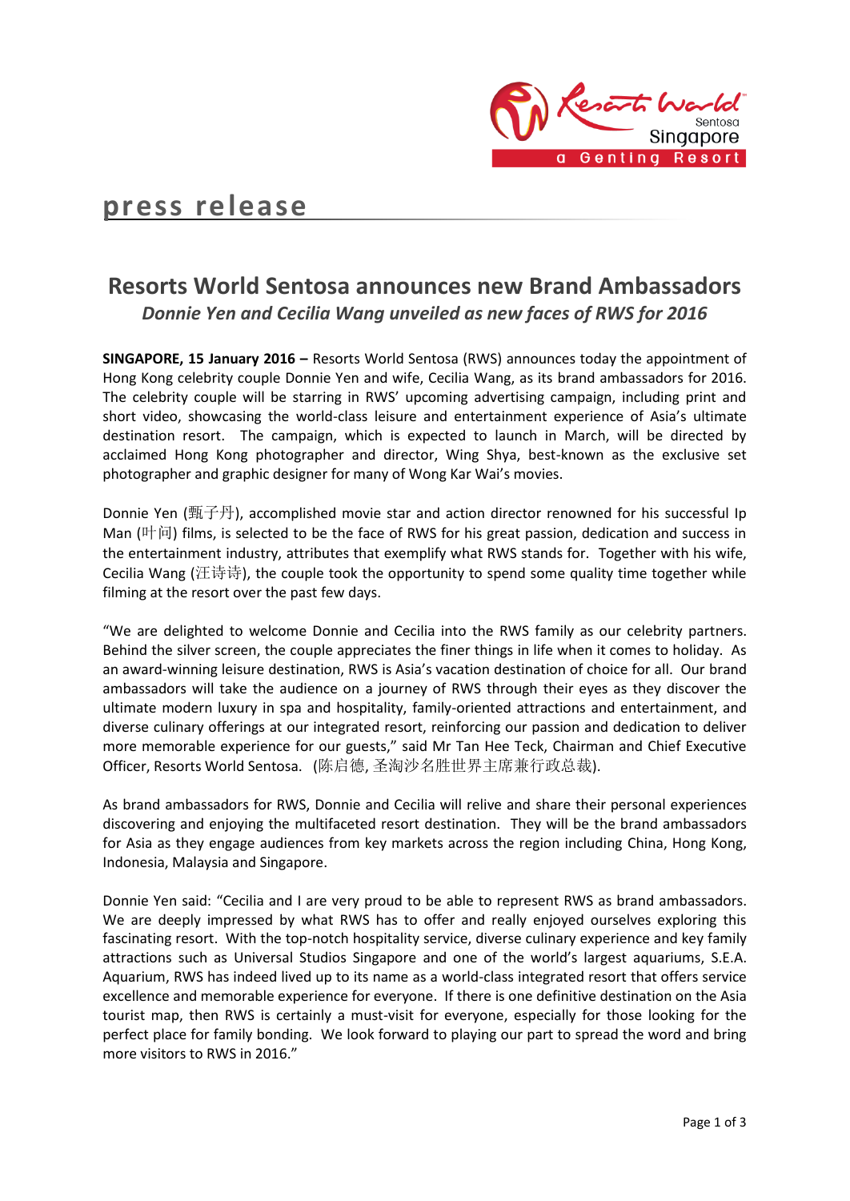press release

# Resorts World Sentosa announces new Brand Ambassadors

## *Donnie Yen and Cecilia Wang unveiled as new faces of RWS for 2016*

**SINGAPORE, 15 January 2016 –** Resorts World Sentosa (RWS) announces today the appointment of Hong Kong celebrity couple Donnie Yen and wife, Cecilia Wang, as its brand ambassadors for 2016. The celebrity couple will be starring in RWS' upcoming advertising campaign, including print and short video, showcasing the world-class leisure and entertainment experience of Asia's ultimate destination resort. The campaign, which is expected to launch in March, will be directed by acclaimed Hong Kong photographer and director, Wing Shya, best-known as the exclusive set photographer and graphic designer for many of Wong Kar Wai's movies.

Donnie Yen (甄子丹), accomplished movie star and action director renowned for his successful Ip Man (叶问) films, is selected to be the face of RWS for his great passion, dedication and success in the entertainment industry, attributes that exemplify what RWS stands for. Together with his wife, Cecilia Wang (汪诗诗), the couple took the opportunity to spend some quality time together while filming at the resort over the past few days.

"We are delighted to welcome Donnie and Cecilia into the RWS family as our celebrity partners. Behind the silver screen, the couple appreciates the finer things in life when it comes to holiday. As an award-winning leisure destination, RWS is Asia's vacation destination of choice for all. Our brand ambassadors will take the audience on a journey of RWS through their eyes as they discover the ultimate modern luxury in spa and hospitality, family-oriented attractions and entertainment, and diverse culinary offerings at our integrated resort, reinforcing our passion and dedication to deliver more memorable experience for our guests," said Mr Tan Hee Teck, Chairman and Chief Executive Officer, Resorts World Sentosa. (陈启德, 圣淘沙名胜世界主席兼行政总裁).

As brand ambassadors for RWS, Donnie and Cecilia will relive and share their personal experiences discovering and enjoying the multifaceted resort destination. They will be the brand ambassadors for Asia as they engage audiences from key markets across the region including China, Hong Kong, Indonesia, Malaysia and Singapore.

Donnie Yen said: "Cecilia and I are very proud to be able to represent RWS as brand ambassadors. We are deeply impressed by what RWS has to offer and really enjoyed ourselves exploring this fascinating resort. With the top-notch hospitality service, diverse culinary experience and key family attractions such as Universal Studios Singapore and one of the world's largest aquariums, S.E.A. Aquarium, RWS has indeed lived up to its name as a world-class integrated resort that offers service excellence and memorable experience for everyone. If there is one definitive destination on the Asia tourist map, then RWS is certainly a must-visit for everyone, especially for those looking for the perfect place for family bonding. We look forward to playing our part to spread the word and bring more visitors to RWS in 2016."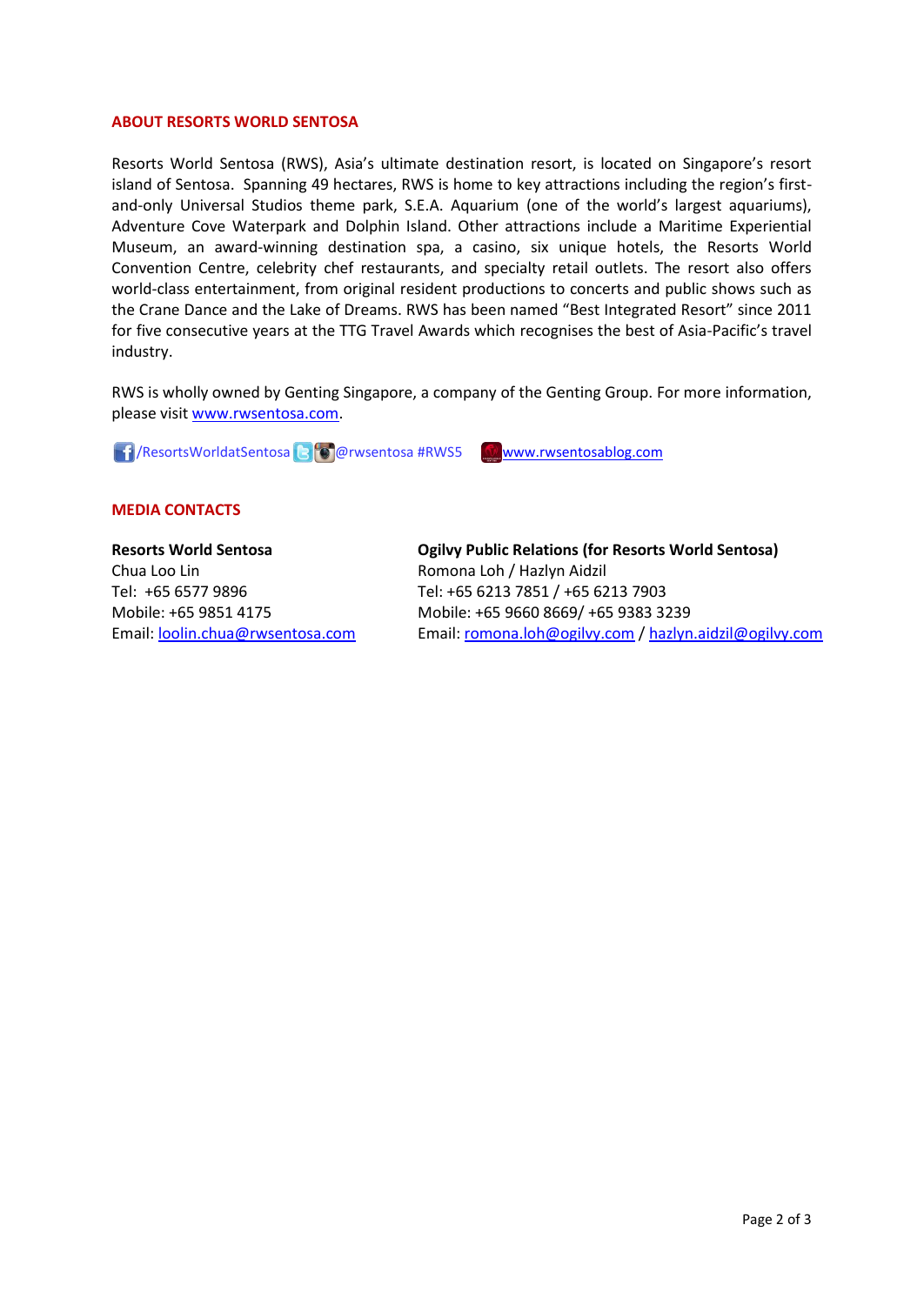## ABOUT RESORTS WORLD SENTOSA

Resorts World Sentosa (RWS), Asia's ultimate destination resort, is located on Singapore's resort island of Sentosa. Spanning 49 hectares, RWS is home to key attractions including the region's first-and-only Universal Studios theme park, S.E.A. Aquarium (one of the world's largest aquariums), Adventure Cove Waterpark and Dolphin Island. Other attractions include a Maritime Experiential Museum, an award-winning destination spa, a casino, six unique hotels, the Resorts World Convention Centre, celebrity chef restaurants, and specialty retail outlets. The resort also offers world-class entertainment, from original resident productions to concerts and public shows such as the Crane Dance and the Lake of Dreams. RWS has been named "Best Integrated Resort" since 2011 for five consecutive years at the TTG Travel Awards which recognises the best of Asia-Pacific's travel industry.

RWS is wholly owned by Genting Singapore, a company of the Genting Group. For more information, please visit www.rwsentosa.com.

/ResortsWorldatSentosa @rwsentosa #RWS5 www.rwsentosablog.com

## MEDIA CONTACTS

**Resorts World Sentosa**
Chua Loo Lin
Tel: +65 6577 9896
Mobile: +65 9851 4175
Email: loolin.chua@rwsentosa.com

**Ogilvy Public Relations (for Resorts World Sentosa)**
Romona Loh / Hazlyn Aidzil
Tel: +65 6213 7851 / +65 6213 7903
Mobile: +65 9660 8669/ +65 9383 3239
Email: romona.loh@ogilvy.com / hazlyn.aidzil@ogilvy.com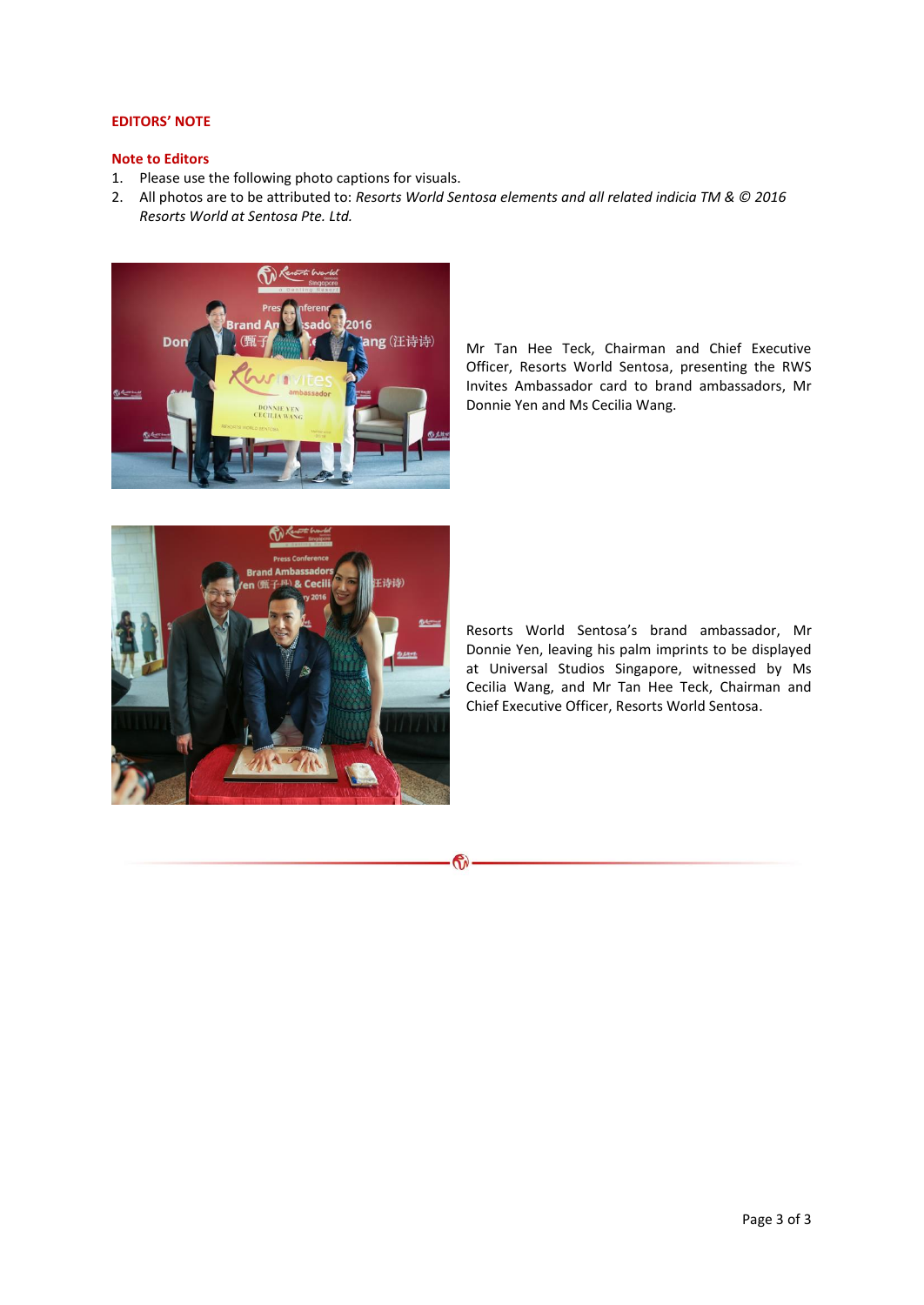**EDITORS' NOTE**

**Note to Editors**

1. Please use the following photo captions for visuals.
2. All photos are to be attributed to: *Resorts World Sentosa elements and all related indicia TM & © 2016 Resorts World at Sentosa Pte. Ltd.*

Mr Tan Hee Teck, Chairman and Chief Executive Officer, Resorts World Sentosa, presenting the RWS Invites Ambassador card to brand ambassadors, Mr Donnie Yen and Ms Cecilia Wang.

Resorts World Sentosa's brand ambassador, Mr Donnie Yen, leaving his palm imprints to be displayed at Universal Studios Singapore, witnessed by Ms Cecilia Wang, and Mr Tan Hee Teck, Chairman and Chief Executive Officer, Resorts World Sentosa.